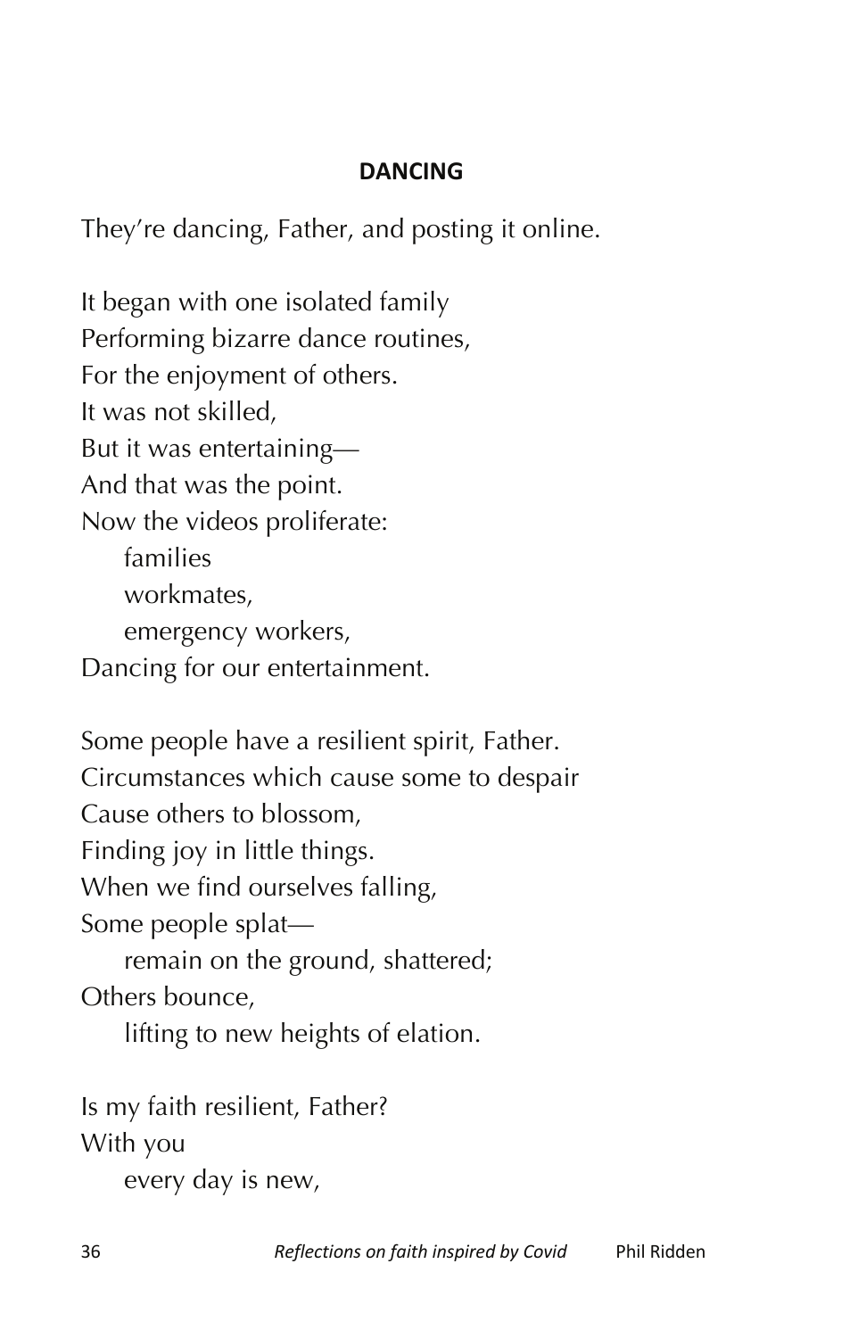**DANCING**

They're dancing, Father, and posting it online.

It began with one isolated family  
Performing bizarre dance routines,  
For the enjoyment of others.  
It was not skilled,  
But it was entertaining—  
And that was the point.  
Now the videos proliferate:  
&nbsp;&nbsp;&nbsp;&nbsp;families  
&nbsp;&nbsp;&nbsp;&nbsp;workmates,  
&nbsp;&nbsp;&nbsp;&nbsp;emergency workers,  
Dancing for our entertainment.

Some people have a resilient spirit, Father.  
Circumstances which cause some to despair  
Cause others to blossom,  
Finding joy in little things.  
When we find ourselves falling,  
Some people splat—  
&nbsp;&nbsp;&nbsp;&nbsp;remain on the ground, shattered;  
Others bounce,  
&nbsp;&nbsp;&nbsp;&nbsp;lifting to new heights of elation.

Is my faith resilient, Father?  
With you  
&nbsp;&nbsp;&nbsp;&nbsp;every day is new,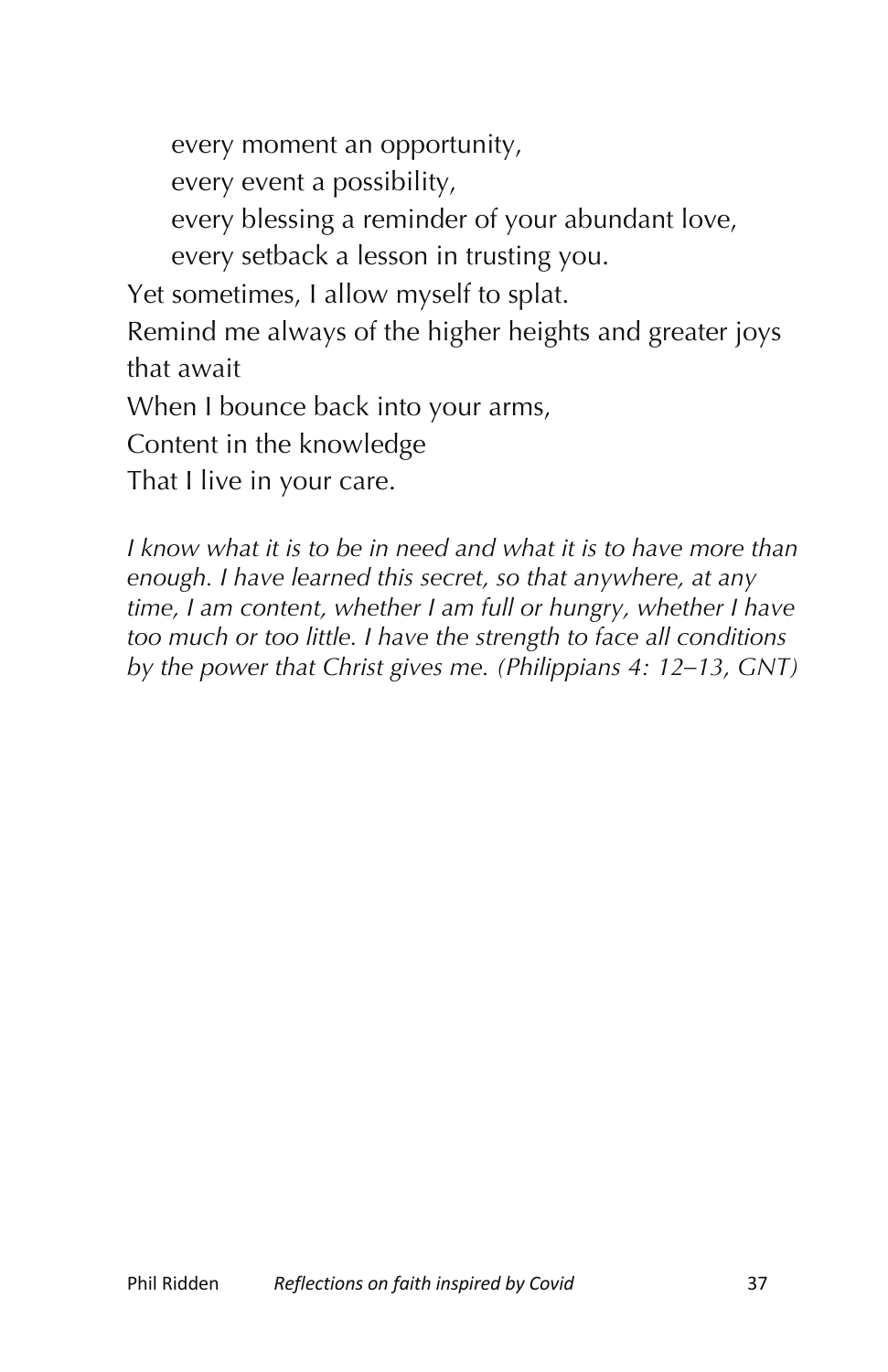every moment an opportunity,
every event a possibility,
every blessing a reminder of your abundant love,
every setback a lesson in trusting you.

Yet sometimes, I allow myself to splat.
Remind me always of the higher heights and greater joys that await
When I bounce back into your arms,
Content in the knowledge
That I live in your care.

*I know what it is to be in need and what it is to have more than enough. I have learned this secret, so that anywhere, at any time, I am content, whether I am full or hungry, whether I have too much or too little. I have the strength to face all conditions by the power that Christ gives me. (Philippians 4: 12–13, GNT)*